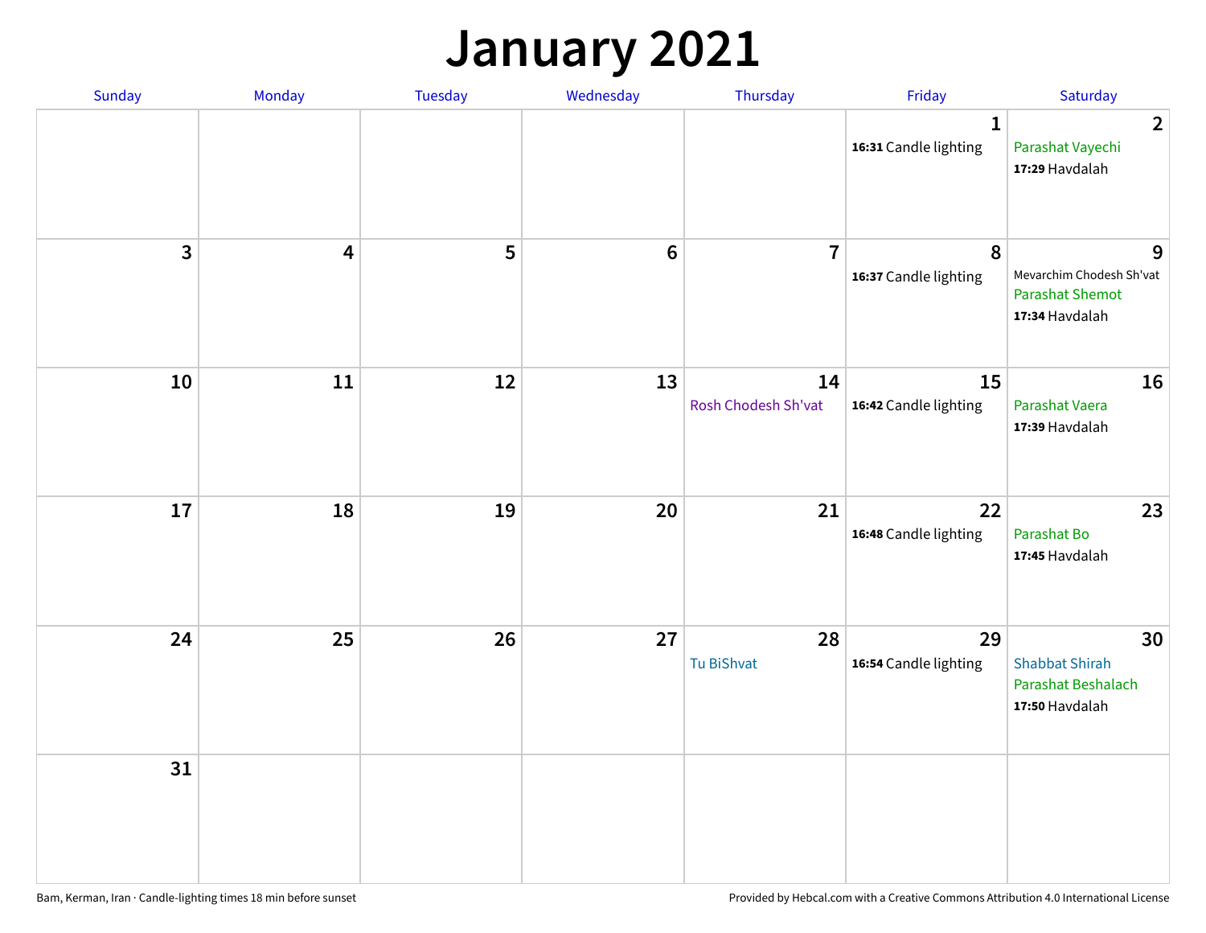# January 2021

| Sunday | Monday | Tuesday | Wednesday | Thursday | Friday | Saturday |
|---|---|---|---|---|---|---|
| | | | | | 1<br>**16:31** Candle lighting | 2<br>Parashat Vayechi<br>**17:29** Havdalah |
| 3 | 4 | 5 | 6 | 7 | 8<br>**16:37** Candle lighting | 9<br>Mevarchim Chodesh Sh'vat<br>Parashat Shemot<br>**17:34** Havdalah |
| 10 | 11 | 12 | 13 | 14<br>Rosh Chodesh Sh'vat | 15<br>**16:42** Candle lighting | 16<br>Parashat Vaera<br>**17:39** Havdalah |
| 17 | 18 | 19 | 20 | 21 | 22<br>**16:48** Candle lighting | 23<br>Parashat Bo<br>**17:45** Havdalah |
| 24 | 25 | 26 | 27 | 28<br>Tu BiShvat | 29<br>**16:54** Candle lighting | 30<br>Shabbat Shirah<br>Parashat Beshalach<br>**17:50** Havdalah |
| 31 | | | | | | |

Bam, Kerman, Iran · Candle-lighting times 18 min before sunset

Provided by Hebcal.com with a Creative Commons Attribution 4.0 International License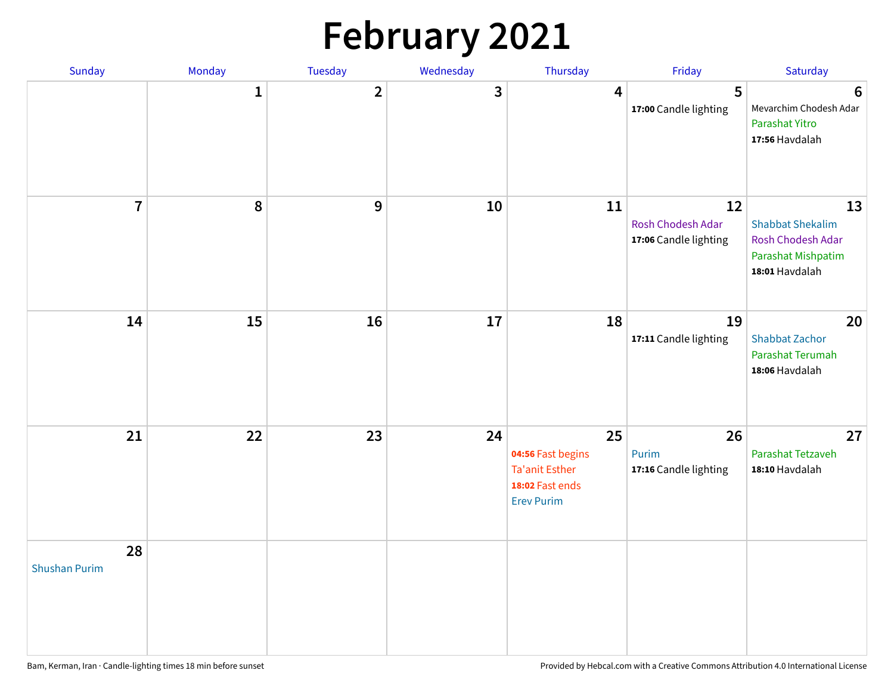# February 2021

| Sunday | Monday | Tuesday | Wednesday | Thursday | Friday | Saturday |
|---|---|---|---|---|---|---|
| | 1 | 2 | 3 | 4 | 5<br>**17:00** Candle lighting | 6<br>Mevarchim Chodesh Adar<br>Parashat Yitro<br>**17:56** Havdalah |
| 7 | 8 | 9 | 10 | 11 | 12<br>Rosh Chodesh Adar<br>**17:06** Candle lighting | 13<br>Shabbat Shekalim<br>Rosh Chodesh Adar<br>Parashat Mishpatim<br>**18:01** Havdalah |
| 14 | 15 | 16 | 17 | 18 | 19<br>**17:11** Candle lighting | 20<br>Shabbat Zachor<br>Parashat Terumah<br>**18:06** Havdalah |
| 21 | 22 | 23 | 24 | 25<br>**04:56** Fast begins<br>Ta'anit Esther<br>**18:02** Fast ends<br>Erev Purim | 26<br>Purim<br>**17:16** Candle lighting | 27<br>Parashat Tetzaveh<br>**18:10** Havdalah |
| 28<br>Shushan Purim | | | | | | |

Bam, Kerman, Iran · Candle-lighting times 18 min before sunset

Provided by Hebcal.com with a Creative Commons Attribution 4.0 International License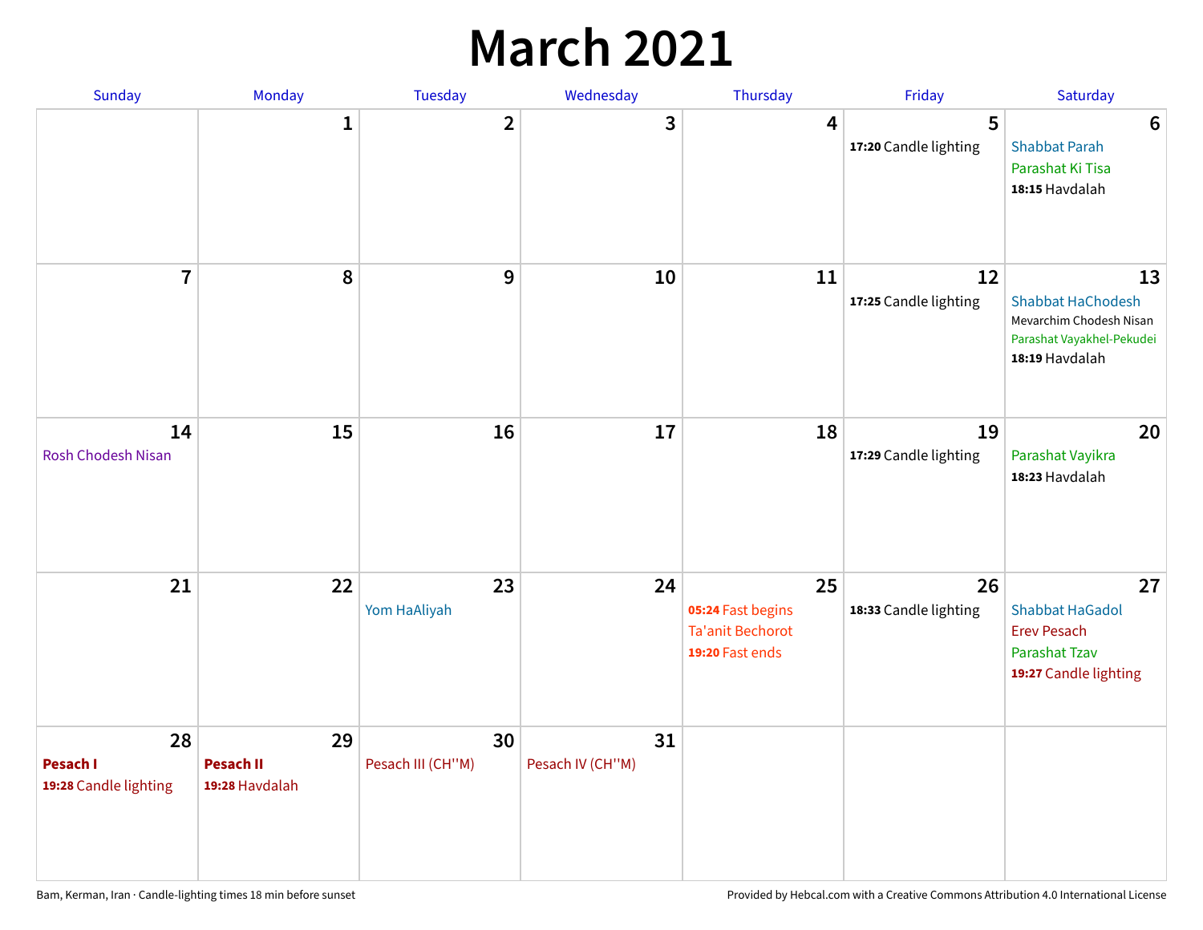# March 2021

| Sunday | Monday | Tuesday | Wednesday | Thursday | Friday | Saturday |
|---|---|---|---|---|---|---|
| | 1 | 2 | 3 | 4 | 5<br>**17:20** Candle lighting | 6<br>Shabbat Parah<br>Parashat Ki Tisa<br>**18:15** Havdalah |
| 7 | 8 | 9 | 10 | 11 | 12<br>**17:25** Candle lighting | 13<br>Shabbat HaChodesh<br>Mevarchim Chodesh Nisan<br>Parashat Vayakhel-Pekudei<br>**18:19** Havdalah |
| 14<br>Rosh Chodesh Nisan | 15 | 16 | 17 | 18 | 19<br>**17:29** Candle lighting | 20<br>Parashat Vayikra<br>**18:23** Havdalah |
| 21 | 22 | 23<br>Yom HaAliyah | 24 | 25<br>**05:24** Fast begins<br>Ta'anit Bechorot<br>**19:20** Fast ends | 26<br>**18:33** Candle lighting | 27<br>Shabbat HaGadol<br>Erev Pesach<br>Parashat Tzav<br>**19:27** Candle lighting |
| 28<br>**Pesach I**<br>**19:28** Candle lighting | 29<br>**Pesach II**<br>**19:28** Havdalah | 30<br>Pesach III (CH''M) | 31<br>Pesach IV (CH''M) | | | |

Bam, Kerman, Iran · Candle-lighting times 18 min before sunset

Provided by Hebcal.com with a Creative Commons Attribution 4.0 International License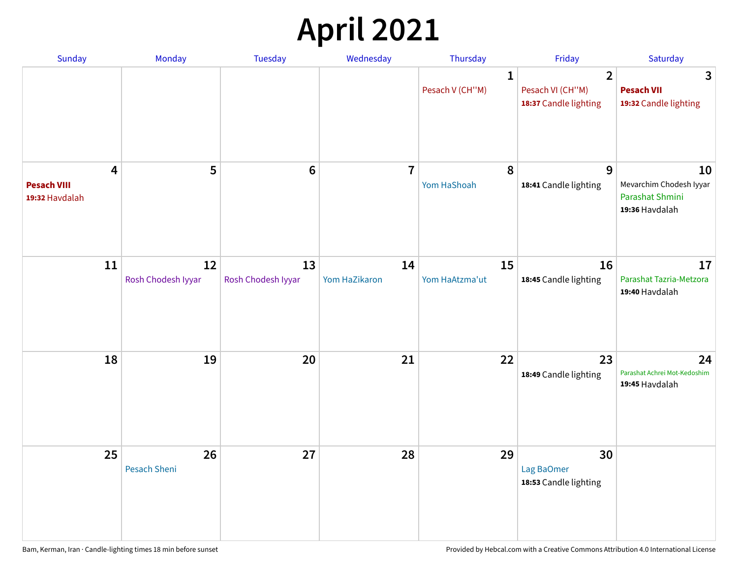# April 2021

| Sunday | Monday | Tuesday | Wednesday | Thursday | Friday | Saturday |
|---|---|---|---|---|---|---|
| | | | | **1** Pesach V (CH''M) | **2** Pesach VI (CH''M) **18:37** Candle lighting | **3** **Pesach VII** **19:32** Candle lighting |
| **4** **Pesach VIII** **19:32** Havdalah | **5** | **6** | **7** | **8** Yom HaShoah | **9** **18:41** Candle lighting | **10** Mevarchim Chodesh Iyyar Parashat Shmini **19:36** Havdalah |
| **11** | **12** Rosh Chodesh Iyyar | **13** Rosh Chodesh Iyyar | **14** Yom HaZikaron | **15** Yom HaAtzma'ut | **16** **18:45** Candle lighting | **17** Parashat Tazria-Metzora **19:40** Havdalah |
| **18** | **19** | **20** | **21** | **22** | **23** **18:49** Candle lighting | **24** Parashat Achrei Mot-Kedoshim **19:45** Havdalah |
| **25** | **26** Pesach Sheni | **27** | **28** | **29** | **30** Lag BaOmer **18:53** Candle lighting | |

Bam, Kerman, Iran · Candle-lighting times 18 min before sunset

Provided by Hebcal.com with a Creative Commons Attribution 4.0 International License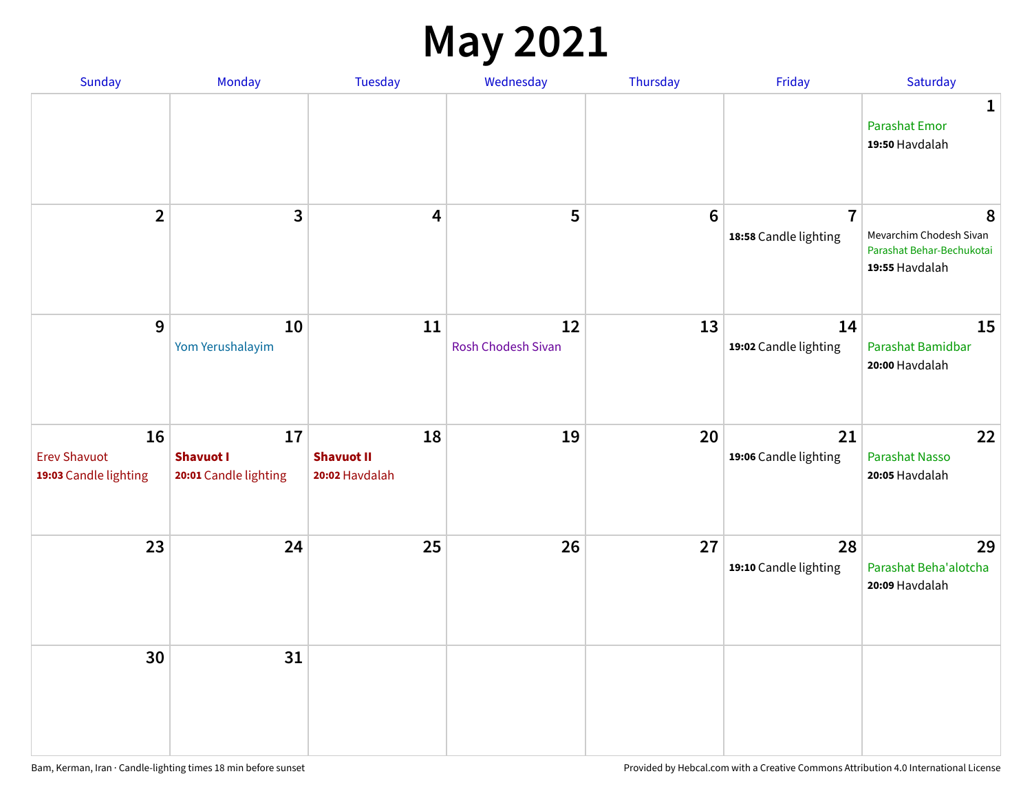# May 2021

| Sunday | Monday | Tuesday | Wednesday | Thursday | Friday | Saturday |
|---|---|---|---|---|---|---|
| | | | | | | **1**<br>Parashat Emor<br>**19:50** Havdalah |
| **2** | **3** | **4** | **5** | **6** | **7**<br>**18:58** Candle lighting | **8**<br>Mevarchim Chodesh Sivan<br>Parashat Behar-Bechukotai<br>**19:55** Havdalah |
| **9** | **10**<br>Yom Yerushalayim | **11** | **12**<br>Rosh Chodesh Sivan | **13** | **14**<br>**19:02** Candle lighting | **15**<br>Parashat Bamidbar<br>**20:00** Havdalah |
| **16**<br>Erev Shavuot<br>**19:03** Candle lighting | **17**<br>**Shavuot I**<br>**20:01** Candle lighting | **18**<br>**Shavuot II**<br>**20:02** Havdalah | **19** | **20** | **21**<br>**19:06** Candle lighting | **22**<br>Parashat Nasso<br>**20:05** Havdalah |
| **23** | **24** | **25** | **26** | **27** | **28**<br>**19:10** Candle lighting | **29**<br>Parashat Beha'alotcha<br>**20:09** Havdalah |
| **30** | **31** | | | | | |

Bam, Kerman, Iran · Candle-lighting times 18 min before sunset

Provided by Hebcal.com with a Creative Commons Attribution 4.0 International License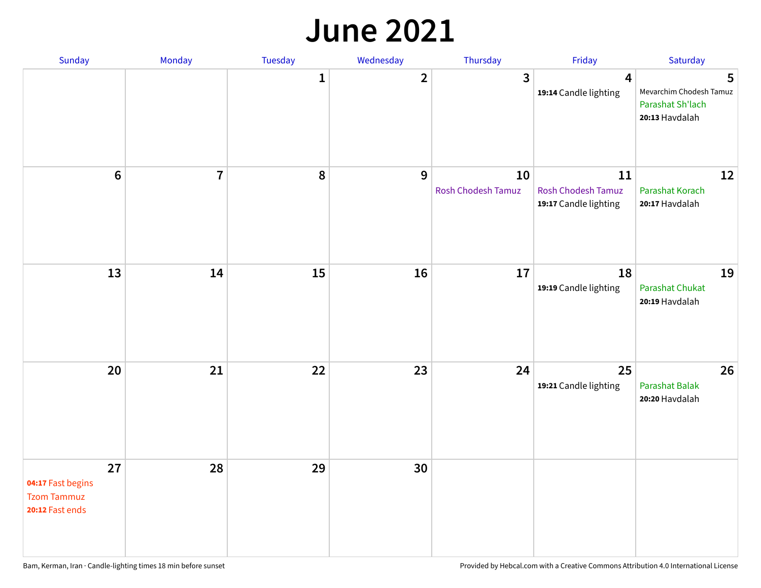# June 2021

| Sunday | Monday | Tuesday | Wednesday | Thursday | Friday | Saturday |
|---|---|---|---|---|---|---|
| | | 1 | 2 | 3 | 4<br>**19:14** Candle lighting | 5<br>Mevarchim Chodesh Tamuz<br>Parashat Sh'lach<br>**20:13** Havdalah |
| 6 | 7 | 8 | 9 | 10<br>Rosh Chodesh Tamuz | 11<br>Rosh Chodesh Tamuz<br>**19:17** Candle lighting | 12<br>Parashat Korach<br>**20:17** Havdalah |
| 13 | 14 | 15 | 16 | 17 | 18<br>**19:19** Candle lighting | 19<br>Parashat Chukat<br>**20:19** Havdalah |
| 20 | 21 | 22 | 23 | 24 | 25<br>**19:21** Candle lighting | 26<br>Parashat Balak<br>**20:20** Havdalah |
| 27<br>**04:17** Fast begins<br>Tzom Tammuz<br>**20:12** Fast ends | 28 | 29 | 30 | | | |

Bam, Kerman, Iran · Candle-lighting times 18 min before sunset

Provided by Hebcal.com with a Creative Commons Attribution 4.0 International License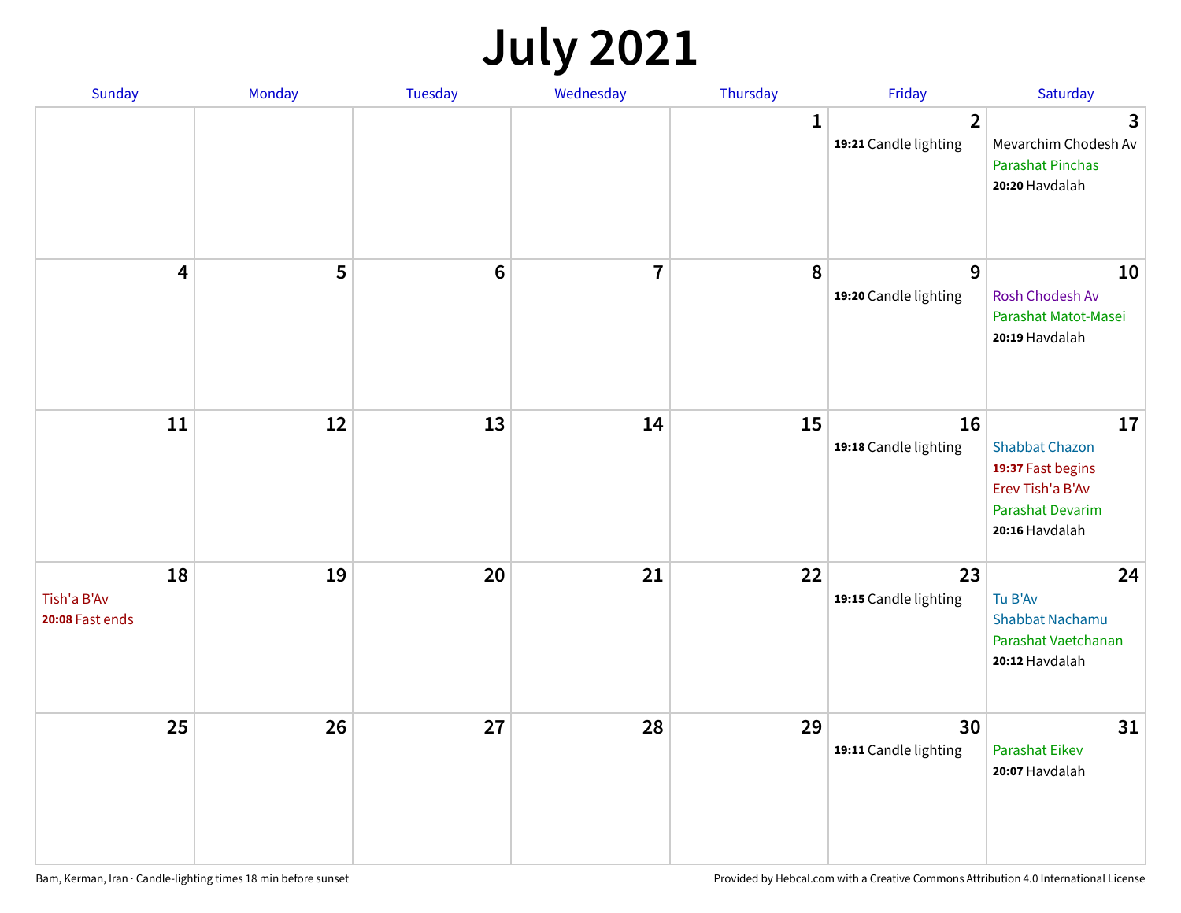# July 2021

| Sunday | Monday | Tuesday | Wednesday | Thursday | Friday | Saturday |
| --- | --- | --- | --- | --- | --- | --- |
| | | | | 1 | 2<br>**19:21** Candle lighting | 3<br>Mevarchim Chodesh Av<br>Parashat Pinchas<br>**20:20** Havdalah |
| 4 | 5 | 6 | 7 | 8 | 9<br>**19:20** Candle lighting | 10<br>Rosh Chodesh Av<br>Parashat Matot-Masei<br>**20:19** Havdalah |
| 11 | 12 | 13 | 14 | 15 | 16<br>**19:18** Candle lighting | 17<br>Shabbat Chazon<br>**19:37** Fast begins<br>Erev Tish'a B'Av<br>Parashat Devarim<br>**20:16** Havdalah |
| 18<br>Tish'a B'Av<br>**20:08** Fast ends | 19 | 20 | 21 | 22 | 23<br>**19:15** Candle lighting | 24<br>Tu B'Av<br>Shabbat Nachamu<br>Parashat Vaetchanan<br>**20:12** Havdalah |
| 25 | 26 | 27 | 28 | 29 | 30<br>**19:11** Candle lighting | 31<br>Parashat Eikev<br>**20:07** Havdalah |

Bam, Kerman, Iran · Candle-lighting times 18 min before sunset

Provided by Hebcal.com with a Creative Commons Attribution 4.0 International License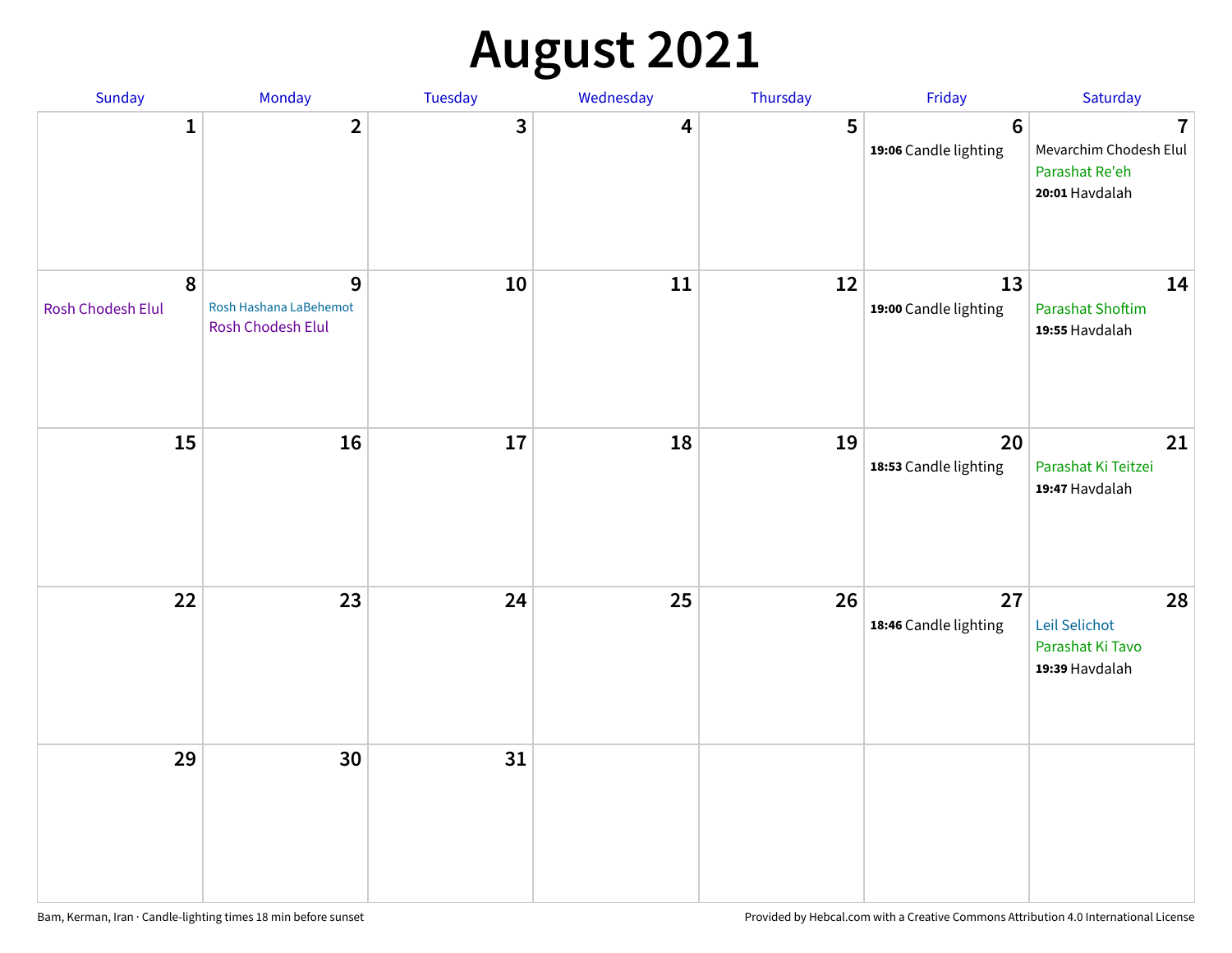# August 2021

| Sunday | Monday | Tuesday | Wednesday | Thursday | Friday | Saturday |
|---|---|---|---|---|---|---|
| 1 | 2 | 3 | 4 | 5 | 6<br>**19:06** Candle lighting | 7<br>Mevarchim Chodesh Elul<br>Parashat Re'eh<br>**20:01** Havdalah |
| 8<br>Rosh Chodesh Elul | 9<br>Rosh Hashana LaBehemot<br>Rosh Chodesh Elul | 10 | 11 | 12 | 13<br>**19:00** Candle lighting | 14<br>Parashat Shoftim<br>**19:55** Havdalah |
| 15 | 16 | 17 | 18 | 19 | 20<br>**18:53** Candle lighting | 21<br>Parashat Ki Teitzei<br>**19:47** Havdalah |
| 22 | 23 | 24 | 25 | 26 | 27<br>**18:46** Candle lighting | 28<br>Leil Selichot<br>Parashat Ki Tavo<br>**19:39** Havdalah |
| 29 | 30 | 31 | | | | |

Bam, Kerman, Iran · Candle-lighting times 18 min before sunset

Provided by Hebcal.com with a Creative Commons Attribution 4.0 International License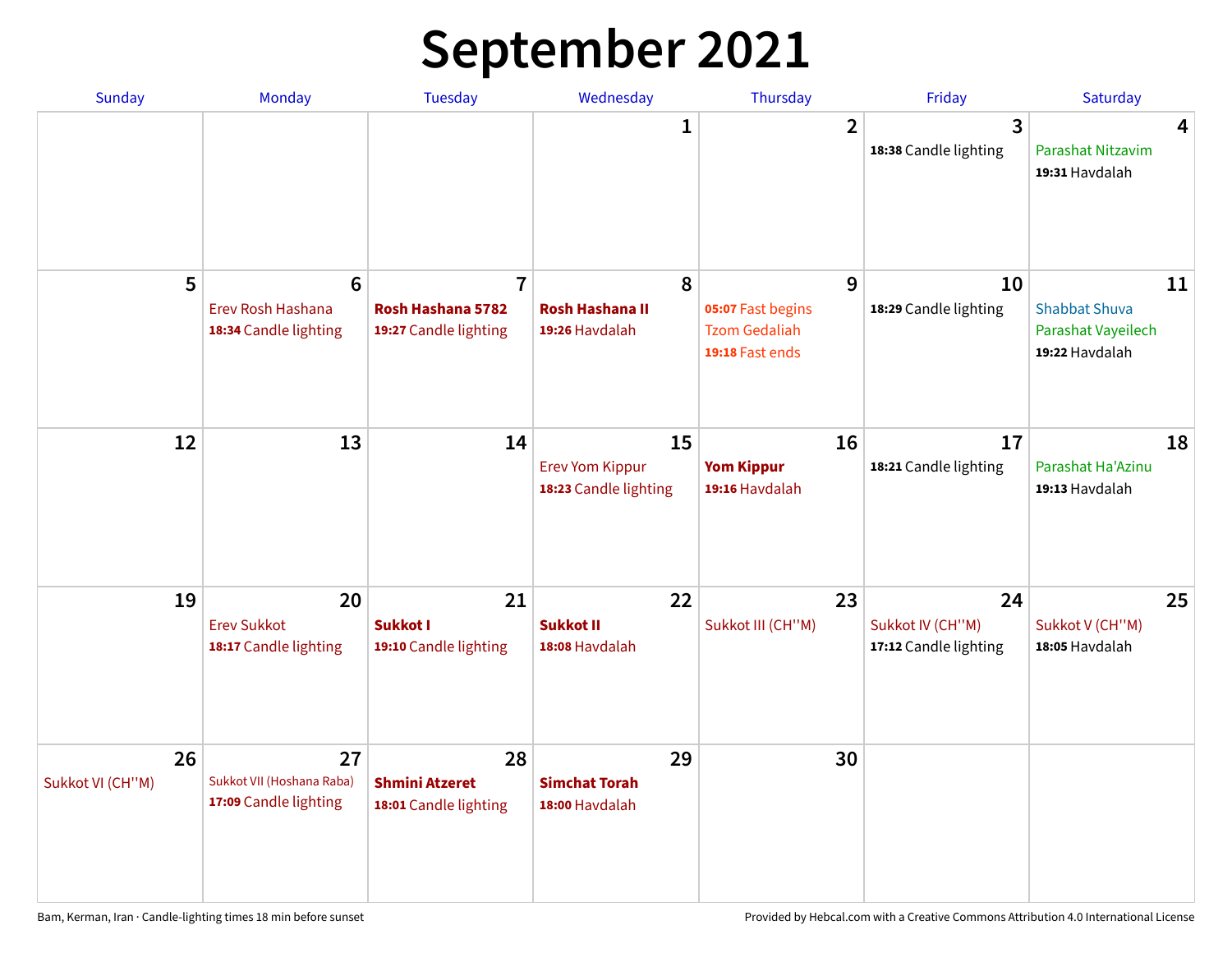# September 2021

| Sunday | Monday | Tuesday | Wednesday | Thursday | Friday | Saturday |
|---|---|---|---|---|---|---|
| | | | 1 | 2 | 3<br>**18:38** Candle lighting | 4<br>Parashat Nitzavim<br>**19:31** Havdalah |
| 5 | 6<br>Erev Rosh Hashana<br>**18:34** Candle lighting | 7<br>**Rosh Hashana 5782**<br>**19:27** Candle lighting | 8<br>**Rosh Hashana II**<br>**19:26** Havdalah | 9<br>**05:07** Fast begins<br>Tzom Gedaliah<br>**19:18** Fast ends | 10<br>**18:29** Candle lighting | 11<br>Shabbat Shuva<br>Parashat Vayeilech<br>**19:22** Havdalah |
| 12 | 13 | 14 | 15<br>Erev Yom Kippur<br>**18:23** Candle lighting | 16<br>**Yom Kippur**<br>**19:16** Havdalah | 17<br>**18:21** Candle lighting | 18<br>Parashat Ha'Azinu<br>**19:13** Havdalah |
| 19 | 20<br>Erev Sukkot<br>**18:17** Candle lighting | 21<br>**Sukkot I**<br>**19:10** Candle lighting | 22<br>**Sukkot II**<br>**18:08** Havdalah | 23<br>Sukkot III (CH''M) | 24<br>Sukkot IV (CH''M)<br>**17:12** Candle lighting | 25<br>Sukkot V (CH''M)<br>**18:05** Havdalah |
| 26<br>Sukkot VI (CH''M) | 27<br>Sukkot VII (Hoshana Raba)<br>**17:09** Candle lighting | 28<br>**Shmini Atzeret**<br>**18:01** Candle lighting | 29<br>**Simchat Torah**<br>**18:00** Havdalah | 30 | | |

Bam, Kerman, Iran · Candle-lighting times 18 min before sunset

Provided by Hebcal.com with a Creative Commons Attribution 4.0 International License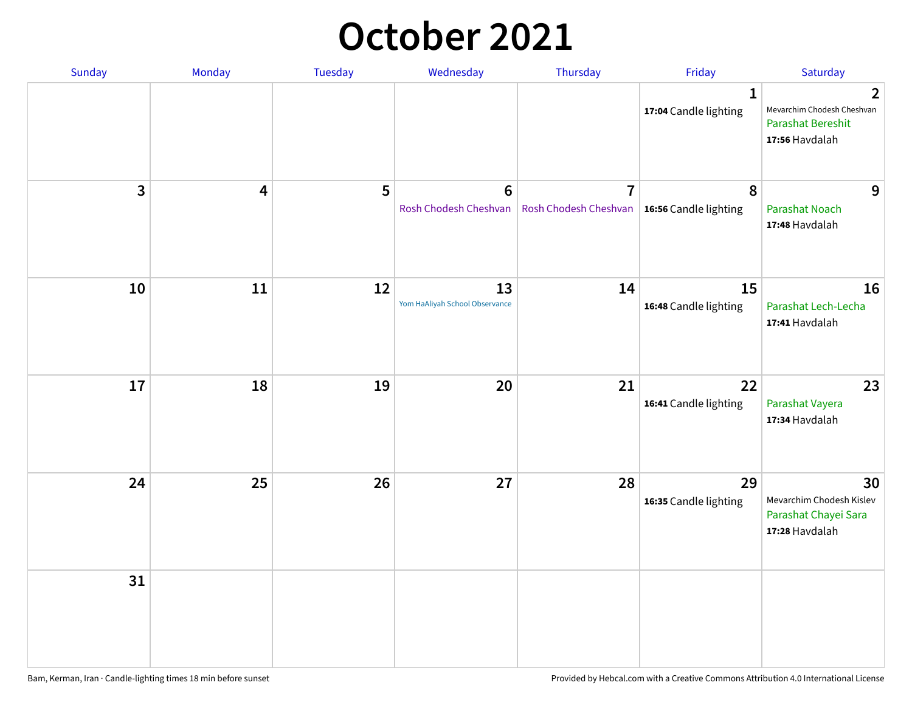# October 2021

| Sunday | Monday | Tuesday | Wednesday | Thursday | Friday | Saturday |
|---|---|---|---|---|---|---|
| | | | | | 1<br>**17:04** Candle lighting | 2<br>Mevarchim Chodesh Cheshvan<br>Parashat Bereshit<br>**17:56** Havdalah |
| 3 | 4 | 5 | 6<br>Rosh Chodesh Cheshvan | 7<br>Rosh Chodesh Cheshvan | 8<br>**16:56** Candle lighting | 9<br>Parashat Noach<br>**17:48** Havdalah |
| 10 | 11 | 12 | 13<br>Yom HaAliyah School Observance | 14 | 15<br>**16:48** Candle lighting | 16<br>Parashat Lech-Lecha<br>**17:41** Havdalah |
| 17 | 18 | 19 | 20 | 21 | 22<br>**16:41** Candle lighting | 23<br>Parashat Vayera<br>**17:34** Havdalah |
| 24 | 25 | 26 | 27 | 28 | 29<br>**16:35** Candle lighting | 30<br>Mevarchim Chodesh Kislev<br>Parashat Chayei Sara<br>**17:28** Havdalah |
| 31 | | | | | | |

Bam, Kerman, Iran · Candle-lighting times 18 min before sunset

Provided by Hebcal.com with a Creative Commons Attribution 4.0 International License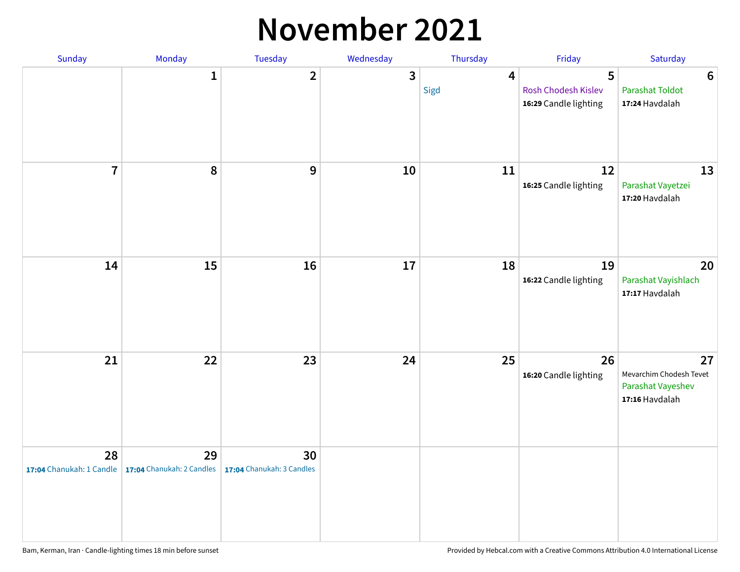# November 2021

| Sunday | Monday | Tuesday | Wednesday | Thursday | Friday | Saturday |
|---|---|---|---|---|---|---|
| | 1 | 2 | 3 | 4<br>Sigd | 5<br>Rosh Chodesh Kislev<br>**16:29** Candle lighting | 6<br>Parashat Toldot<br>**17:24** Havdalah |
| 7 | 8 | 9 | 10 | 11 | 12<br>**16:25** Candle lighting | 13<br>Parashat Vayetzei<br>**17:20** Havdalah |
| 14 | 15 | 16 | 17 | 18 | 19<br>**16:22** Candle lighting | 20<br>Parashat Vayishlach<br>**17:17** Havdalah |
| 21 | 22 | 23 | 24 | 25 | 26<br>**16:20** Candle lighting | 27<br>Mevarchim Chodesh Tevet<br>Parashat Vayeshev<br>**17:16** Havdalah |
| 28<br>**17:04** Chanukah: 1 Candle | 29<br>**17:04** Chanukah: 2 Candles | 30<br>**17:04** Chanukah: 3 Candles | | | | |

Bam, Kerman, Iran · Candle-lighting times 18 min before sunset

Provided by Hebcal.com with a Creative Commons Attribution 4.0 International License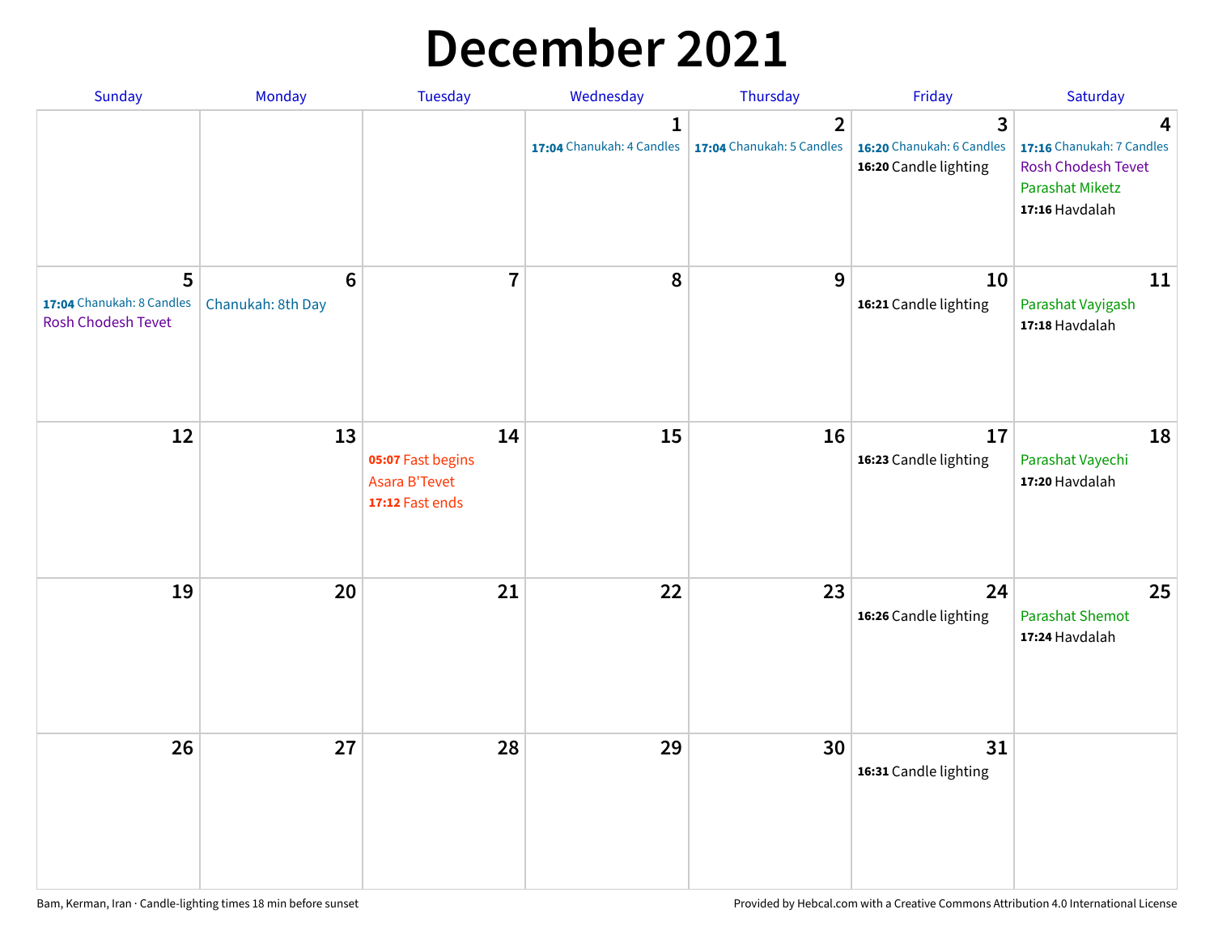# December 2021

| Sunday | Monday | Tuesday | Wednesday | Thursday | Friday | Saturday |
|---|---|---|---|---|---|---|
| | | | 1<br>**17:04** Chanukah: 4 Candles | 2<br>**17:04** Chanukah: 5 Candles | 3<br>**16:20** Chanukah: 6 Candles<br>**16:20** Candle lighting | 4<br>**17:16** Chanukah: 7 Candles<br>Rosh Chodesh Tevet<br>Parashat Miketz<br>**17:16** Havdalah |
| 5<br>**17:04** Chanukah: 8 Candles<br>Rosh Chodesh Tevet | 6<br>Chanukah: 8th Day | 7 | 8 | 9 | 10<br>**16:21** Candle lighting | 11<br>Parashat Vayigash<br>**17:18** Havdalah |
| 12 | 13 | 14<br>**05:07** Fast begins<br>Asara B'Tevet<br>**17:12** Fast ends | 15 | 16 | 17<br>**16:23** Candle lighting | 18<br>Parashat Vayechi<br>**17:20** Havdalah |
| 19 | 20 | 21 | 22 | 23 | 24<br>**16:26** Candle lighting | 25<br>Parashat Shemot<br>**17:24** Havdalah |
| 26 | 27 | 28 | 29 | 30 | 31<br>**16:31** Candle lighting | |

Bam, Kerman, Iran · Candle-lighting times 18 min before sunset

Provided by Hebcal.com with a Creative Commons Attribution 4.0 International License